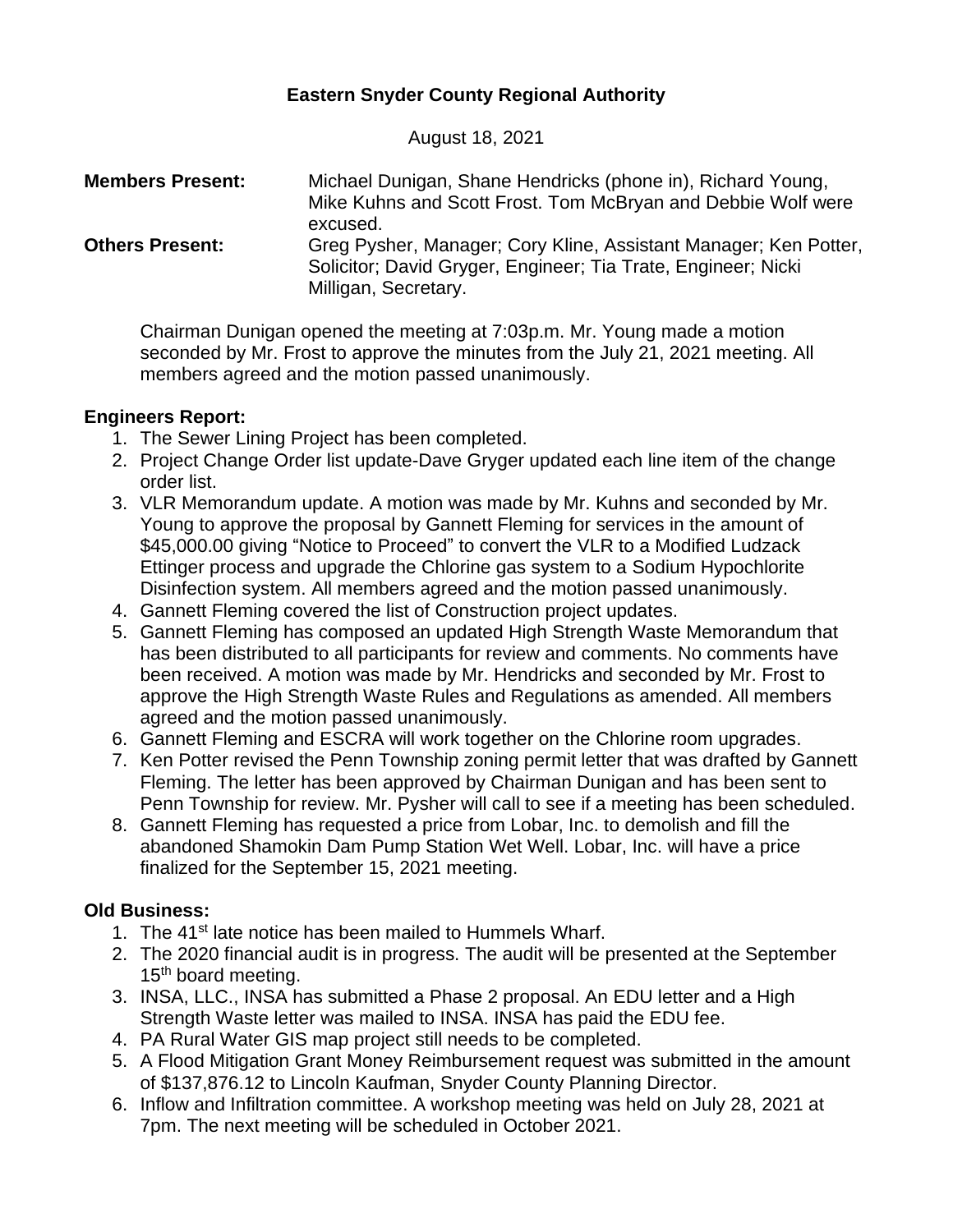**Eastern Snyder County Regional Authority**

August 18, 2021

**Members Present:** Michael Dunigan, Shane Hendricks (phone in), Richard Young, Mike Kuhns and Scott Frost. Tom McBryan and Debbie Wolf were excused.

**Others Present:** Greg Pysher, Manager; Cory Kline, Assistant Manager; Ken Potter, Solicitor; David Gryger, Engineer; Tia Trate, Engineer; Nicki Milligan, Secretary.

Chairman Dunigan opened the meeting at 7:03p.m. Mr. Young made a motion seconded by Mr. Frost to approve the minutes from the July 21, 2021 meeting. All members agreed and the motion passed unanimously.

**Engineers Report:**

1. The Sewer Lining Project has been completed.
2. Project Change Order list update-Dave Gryger updated each line item of the change order list.
3. VLR Memorandum update. A motion was made by Mr. Kuhns and seconded by Mr. Young to approve the proposal by Gannett Fleming for services in the amount of $45,000.00 giving "Notice to Proceed" to convert the VLR to a Modified Ludzack Ettinger process and upgrade the Chlorine gas system to a Sodium Hypochlorite Disinfection system. All members agreed and the motion passed unanimously.
4. Gannett Fleming covered the list of Construction project updates.
5. Gannett Fleming has composed an updated High Strength Waste Memorandum that has been distributed to all participants for review and comments. No comments have been received. A motion was made by Mr. Hendricks and seconded by Mr. Frost to approve the High Strength Waste Rules and Regulations as amended. All members agreed and the motion passed unanimously.
6. Gannett Fleming and ESCRA will work together on the Chlorine room upgrades.
7. Ken Potter revised the Penn Township zoning permit letter that was drafted by Gannett Fleming. The letter has been approved by Chairman Dunigan and has been sent to Penn Township for review. Mr. Pysher will call to see if a meeting has been scheduled.
8. Gannett Fleming has requested a price from Lobar, Inc. to demolish and fill the abandoned Shamokin Dam Pump Station Wet Well. Lobar, Inc. will have a price finalized for the September 15, 2021 meeting.

**Old Business:**

1. The 41st late notice has been mailed to Hummels Wharf.
2. The 2020 financial audit is in progress. The audit will be presented at the September 15th board meeting.
3. INSA, LLC., INSA has submitted a Phase 2 proposal. An EDU letter and a High Strength Waste letter was mailed to INSA. INSA has paid the EDU fee.
4. PA Rural Water GIS map project still needs to be completed.
5. A Flood Mitigation Grant Money Reimbursement request was submitted in the amount of $137,876.12 to Lincoln Kaufman, Snyder County Planning Director.
6. Inflow and Infiltration committee. A workshop meeting was held on July 28, 2021 at 7pm. The next meeting will be scheduled in October 2021.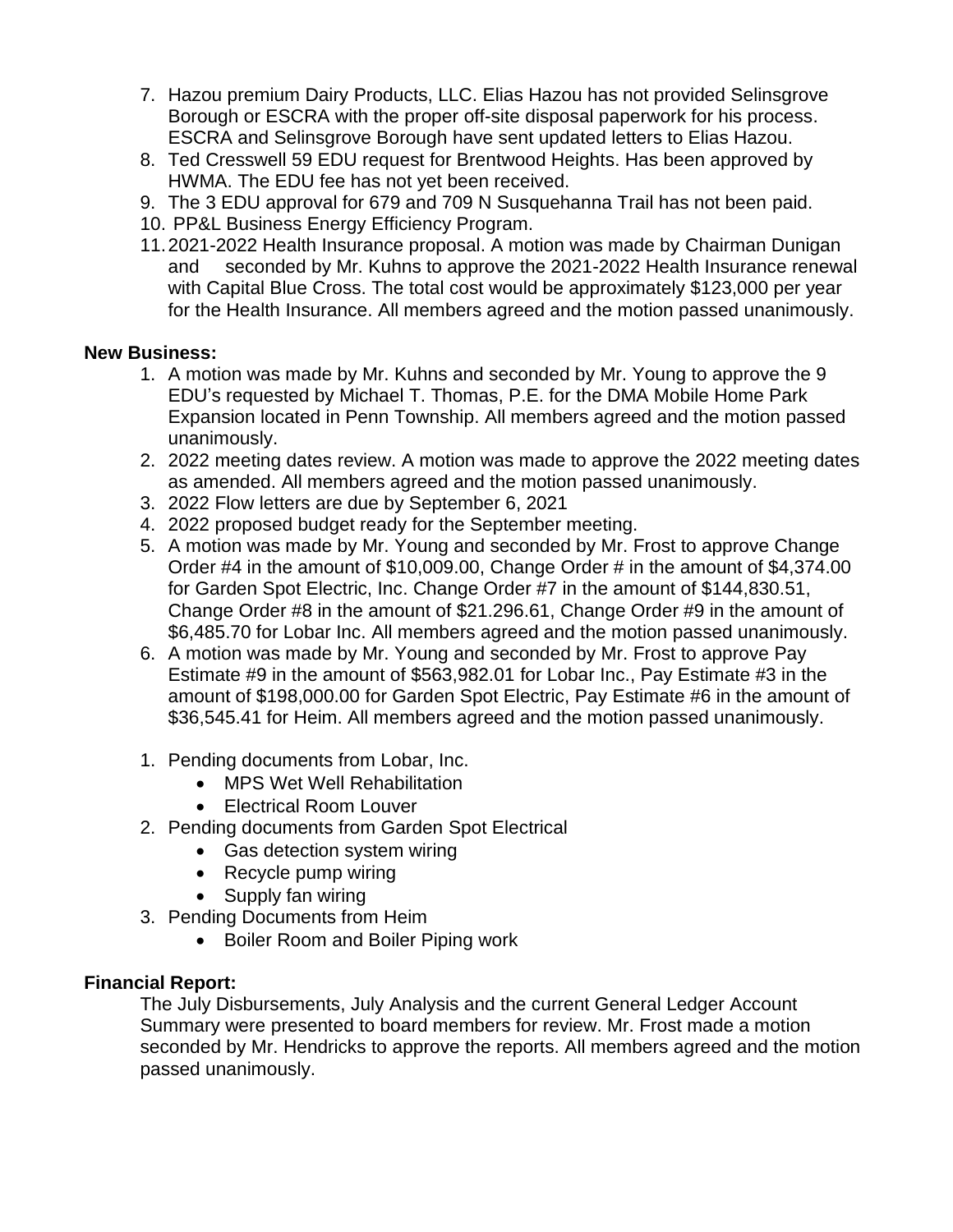7. Hazou premium Dairy Products, LLC. Elias Hazou has not provided Selinsgrove Borough or ESCRA with the proper off-site disposal paperwork for his process. ESCRA and Selinsgrove Borough have sent updated letters to Elias Hazou.
8. Ted Cresswell 59 EDU request for Brentwood Heights. Has been approved by HWMA. The EDU fee has not yet been received.
9. The 3 EDU approval for 679 and 709 N Susquehanna Trail has not been paid.
10. PP&L Business Energy Efficiency Program.
11. 2021-2022 Health Insurance proposal. A motion was made by Chairman Dunigan and seconded by Mr. Kuhns to approve the 2021-2022 Health Insurance renewal with Capital Blue Cross. The total cost would be approximately $123,000 per year for the Health Insurance. All members agreed and the motion passed unanimously.

**New Business:**

1. A motion was made by Mr. Kuhns and seconded by Mr. Young to approve the 9 EDU's requested by Michael T. Thomas, P.E. for the DMA Mobile Home Park Expansion located in Penn Township. All members agreed and the motion passed unanimously.
2. 2022 meeting dates review. A motion was made to approve the 2022 meeting dates as amended. All members agreed and the motion passed unanimously.
3. 2022 Flow letters are due by September 6, 2021
4. 2022 proposed budget ready for the September meeting.
5. A motion was made by Mr. Young and seconded by Mr. Frost to approve Change Order #4 in the amount of $10,009.00, Change Order # in the amount of $4,374.00 for Garden Spot Electric, Inc. Change Order #7 in the amount of $144,830.51, Change Order #8 in the amount of $21.296.61, Change Order #9 in the amount of $6,485.70 for Lobar Inc. All members agreed and the motion passed unanimously.
6. A motion was made by Mr. Young and seconded by Mr. Frost to approve Pay Estimate #9 in the amount of $563,982.01 for Lobar Inc., Pay Estimate #3 in the amount of $198,000.00 for Garden Spot Electric, Pay Estimate #6 in the amount of $36,545.41 for Heim. All members agreed and the motion passed unanimously.

1. Pending documents from Lobar, Inc.
   - MPS Wet Well Rehabilitation
   - Electrical Room Louver
2. Pending documents from Garden Spot Electrical
   - Gas detection system wiring
   - Recycle pump wiring
   - Supply fan wiring
3. Pending Documents from Heim
   - Boiler Room and Boiler Piping work

**Financial Report:**

The July Disbursements, July Analysis and the current General Ledger Account Summary were presented to board members for review. Mr. Frost made a motion seconded by Mr. Hendricks to approve the reports. All members agreed and the motion passed unanimously.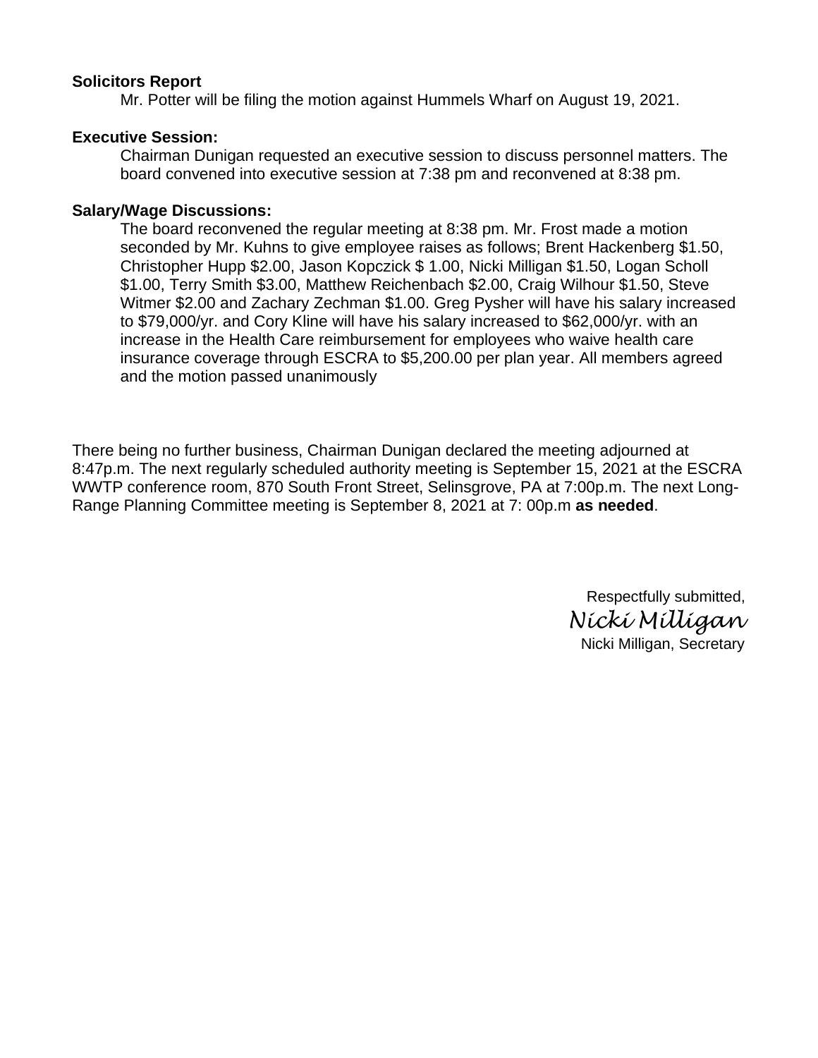**Solicitors Report**

Mr. Potter will be filing the motion against Hummels Wharf on August 19, 2021.

**Executive Session:**

Chairman Dunigan requested an executive session to discuss personnel matters. The board convened into executive session at 7:38 pm and reconvened at 8:38 pm.

**Salary/Wage Discussions:**

The board reconvened the regular meeting at 8:38 pm. Mr. Frost made a motion seconded by Mr. Kuhns to give employee raises as follows; Brent Hackenberg $1.50, Christopher Hupp $2.00, Jason Kopczick $ 1.00, Nicki Milligan $1.50, Logan Scholl $1.00, Terry Smith $3.00, Matthew Reichenbach $2.00, Craig Wilhour $1.50, Steve Witmer $2.00 and Zachary Zechman $1.00. Greg Pysher will have his salary increased to $79,000/yr. and Cory Kline will have his salary increased to $62,000/yr. with an increase in the Health Care reimbursement for employees who waive health care insurance coverage through ESCRA to $5,200.00 per plan year. All members agreed and the motion passed unanimously

There being no further business, Chairman Dunigan declared the meeting adjourned at 8:47p.m. The next regularly scheduled authority meeting is September 15, 2021 at the ESCRA WWTP conference room, 870 South Front Street, Selinsgrove, PA at 7:00p.m. The next Long-Range Planning Committee meeting is September 8, 2021 at 7: 00p.m **as needed**.

Respectfully submitted,

*Nicki Milligan*

Nicki Milligan, Secretary